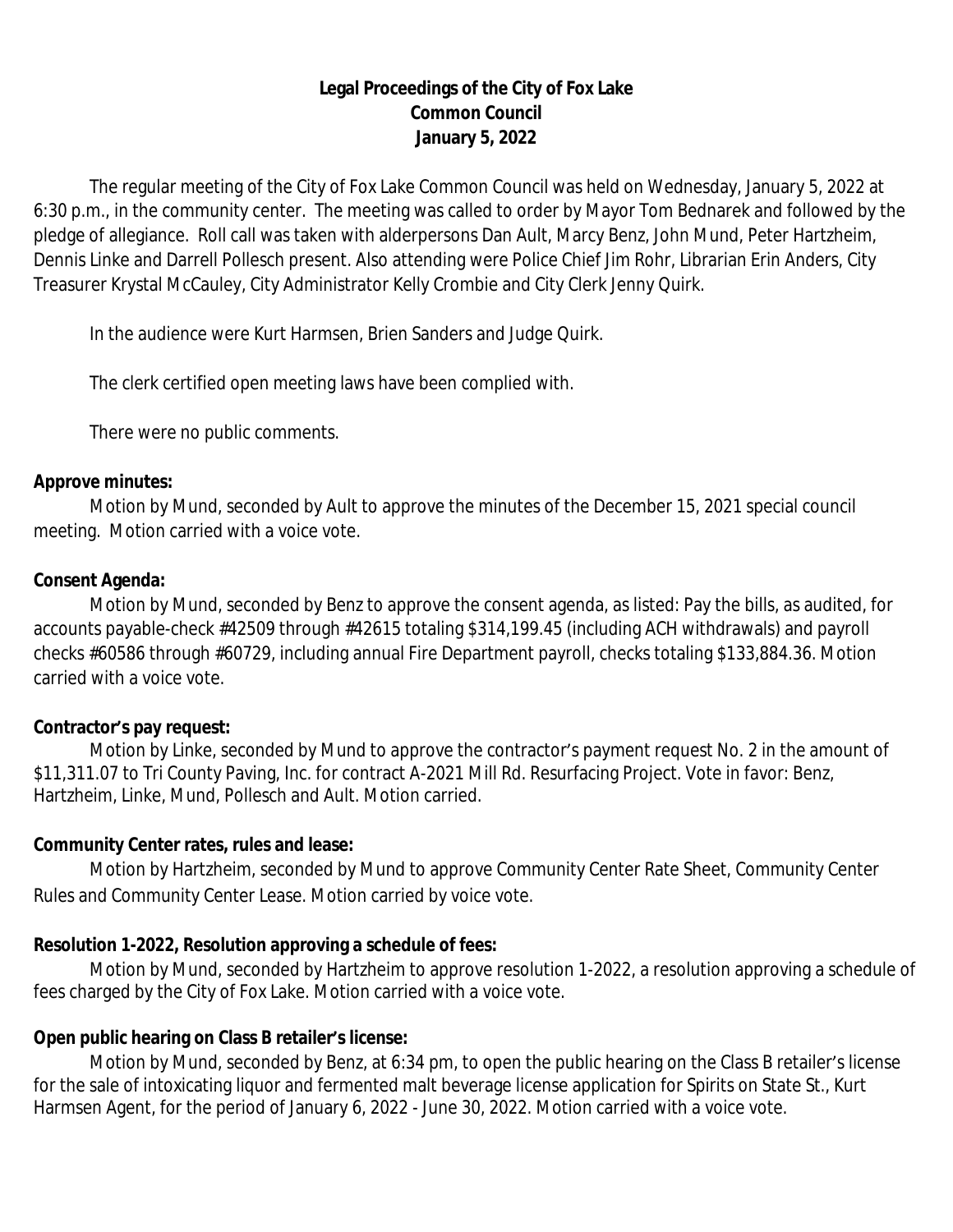# Legal Proceedings of the City of Fox Lake
## Common Council
## January 5, 2022

The regular meeting of the City of Fox Lake Common Council was held on Wednesday, January 5, 2022 at 6:30 p.m., in the community center. The meeting was called to order by Mayor Tom Bednarek and followed by the pledge of allegiance. Roll call was taken with alderpersons Dan Ault, Marcy Benz, John Mund, Peter Hartzheim, Dennis Linke and Darrell Pollesch present. Also attending were Police Chief Jim Rohr, Librarian Erin Anders, City Treasurer Krystal McCauley, City Administrator Kelly Crombie and City Clerk Jenny Quirk.

In the audience were Kurt Harmsen, Brien Sanders and Judge Quirk.

The clerk certified open meeting laws have been complied with.

There were no public comments.

**Approve minutes:**

Motion by Mund, seconded by Ault to approve the minutes of the December 15, 2021 special council meeting. Motion carried with a voice vote.

**Consent Agenda:**

Motion by Mund, seconded by Benz to approve the consent agenda, as listed: Pay the bills, as audited, for accounts payable-check #42509 through #42615 totaling $314,199.45 (including ACH withdrawals) and payroll checks #60586 through #60729, including annual Fire Department payroll, checks totaling $133,884.36. Motion carried with a voice vote.

**Contractor's pay request:**

Motion by Linke, seconded by Mund to approve the contractor's payment request No. 2 in the amount of $11,311.07 to Tri County Paving, Inc. for contract A-2021 Mill Rd. Resurfacing Project. Vote in favor: Benz, Hartzheim, Linke, Mund, Pollesch and Ault. Motion carried.

**Community Center rates, rules and lease:**

Motion by Hartzheim, seconded by Mund to approve Community Center Rate Sheet, Community Center Rules and Community Center Lease. Motion carried by voice vote.

**Resolution 1-2022, Resolution approving a schedule of fees:**

Motion by Mund, seconded by Hartzheim to approve resolution 1-2022, a resolution approving a schedule of fees charged by the City of Fox Lake. Motion carried with a voice vote.

**Open public hearing on Class B retailer's license:**

Motion by Mund, seconded by Benz, at 6:34 pm, to open the public hearing on the Class B retailer's license for the sale of intoxicating liquor and fermented malt beverage license application for Spirits on State St., Kurt Harmsen Agent, for the period of January 6, 2022 - June 30, 2022. Motion carried with a voice vote.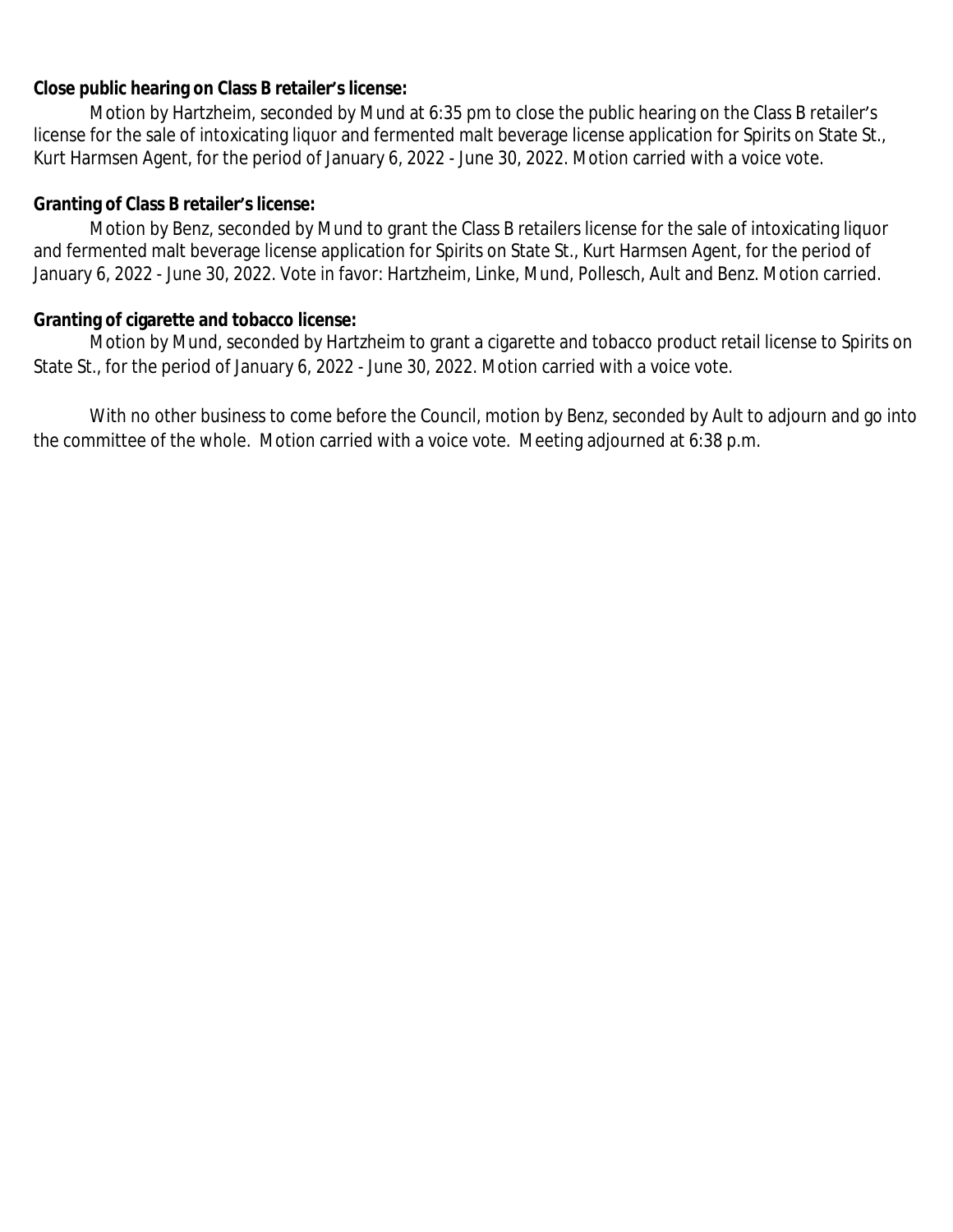**Close public hearing on Class B retailer's license:**

Motion by Hartzheim, seconded by Mund at 6:35 pm to close the public hearing on the Class B retailer's license for the sale of intoxicating liquor and fermented malt beverage license application for Spirits on State St., Kurt Harmsen Agent, for the period of January 6, 2022 - June 30, 2022. Motion carried with a voice vote.

**Granting of Class B retailer's license:**

Motion by Benz, seconded by Mund to grant the Class B retailers license for the sale of intoxicating liquor and fermented malt beverage license application for Spirits on State St., Kurt Harmsen Agent, for the period of January 6, 2022 - June 30, 2022. Vote in favor: Hartzheim, Linke, Mund, Pollesch, Ault and Benz. Motion carried.

**Granting of cigarette and tobacco license:**

Motion by Mund, seconded by Hartzheim to grant a cigarette and tobacco product retail license to Spirits on State St., for the period of January 6, 2022 - June 30, 2022. Motion carried with a voice vote.

With no other business to come before the Council, motion by Benz, seconded by Ault to adjourn and go into the committee of the whole. Motion carried with a voice vote. Meeting adjourned at 6:38 p.m.